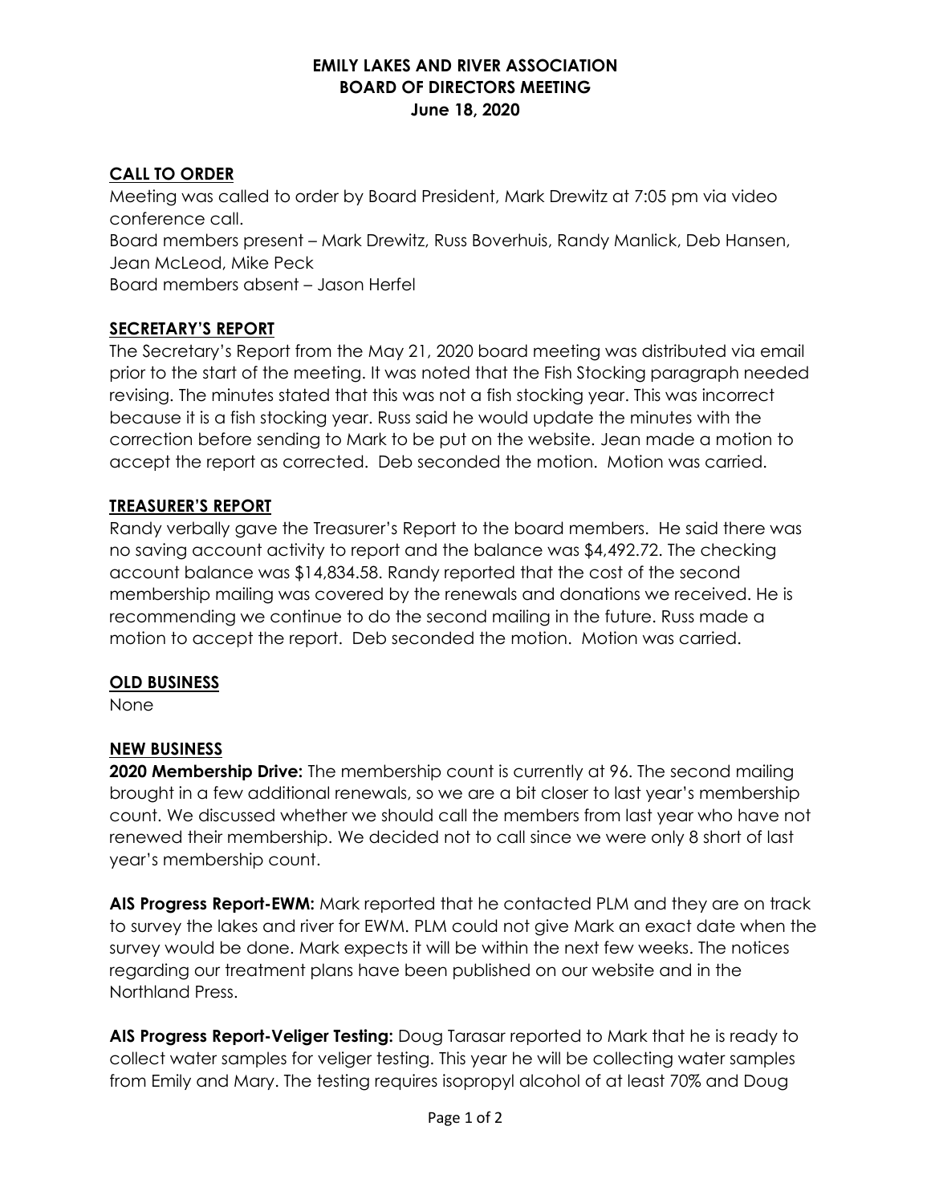**EMILY LAKES AND RIVER ASSOCIATION**
**BOARD OF DIRECTORS MEETING**
**June 18, 2020**

## CALL TO ORDER

Meeting was called to order by Board President, Mark Drewitz at 7:05 pm via video conference call.
Board members present – Mark Drewitz, Russ Boverhuis, Randy Manlick, Deb Hansen, Jean McLeod, Mike Peck
Board members absent – Jason Herfel

## SECRETARY'S REPORT

The Secretary's Report from the May 21, 2020 board meeting was distributed via email prior to the start of the meeting. It was noted that the Fish Stocking paragraph needed revising. The minutes stated that this was not a fish stocking year. This was incorrect because it is a fish stocking year. Russ said he would update the minutes with the correction before sending to Mark to be put on the website. Jean made a motion to accept the report as corrected. Deb seconded the motion. Motion was carried.

## TREASURER'S REPORT

Randy verbally gave the Treasurer's Report to the board members. He said there was no saving account activity to report and the balance was $4,492.72. The checking account balance was $14,834.58. Randy reported that the cost of the second membership mailing was covered by the renewals and donations we received. He is recommending we continue to do the second mailing in the future. Russ made a motion to accept the report. Deb seconded the motion. Motion was carried.

## OLD BUSINESS

None

## NEW BUSINESS

**2020 Membership Drive:** The membership count is currently at 96. The second mailing brought in a few additional renewals, so we are a bit closer to last year's membership count. We discussed whether we should call the members from last year who have not renewed their membership. We decided not to call since we were only 8 short of last year's membership count.

**AIS Progress Report-EWM:** Mark reported that he contacted PLM and they are on track to survey the lakes and river for EWM. PLM could not give Mark an exact date when the survey would be done. Mark expects it will be within the next few weeks. The notices regarding our treatment plans have been published on our website and in the Northland Press.

**AIS Progress Report-Veliger Testing:** Doug Tarasar reported to Mark that he is ready to collect water samples for veliger testing. This year he will be collecting water samples from Emily and Mary. The testing requires isopropyl alcohol of at least 70% and Doug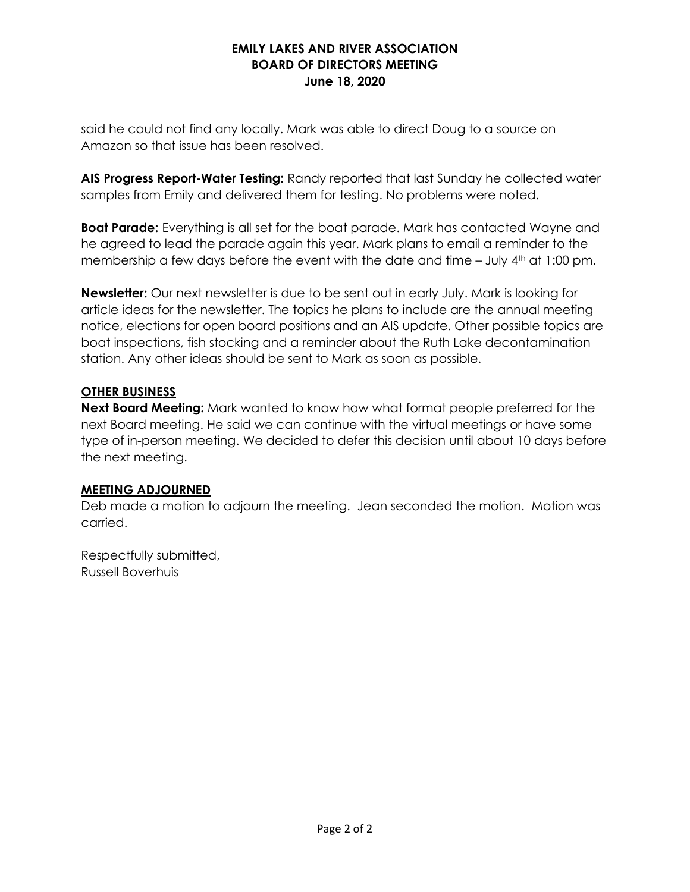said he could not find any locally. Mark was able to direct Doug to a source on Amazon so that issue has been resolved.

**AIS Progress Report-Water Testing:** Randy reported that last Sunday he collected water samples from Emily and delivered them for testing. No problems were noted.

**Boat Parade:** Everything is all set for the boat parade. Mark has contacted Wayne and he agreed to lead the parade again this year. Mark plans to email a reminder to the membership a few days before the event with the date and time – July 4th at 1:00 pm.

**Newsletter:** Our next newsletter is due to be sent out in early July. Mark is looking for article ideas for the newsletter. The topics he plans to include are the annual meeting notice, elections for open board positions and an AIS update. Other possible topics are boat inspections, fish stocking and a reminder about the Ruth Lake decontamination station. Any other ideas should be sent to Mark as soon as possible.

## OTHER BUSINESS

**Next Board Meeting:** Mark wanted to know how what format people preferred for the next Board meeting. He said we can continue with the virtual meetings or have some type of in-person meeting. We decided to defer this decision until about 10 days before the next meeting.

## MEETING ADJOURNED

Deb made a motion to adjourn the meeting. Jean seconded the motion. Motion was carried.

Respectfully submitted,
Russell Boverhuis